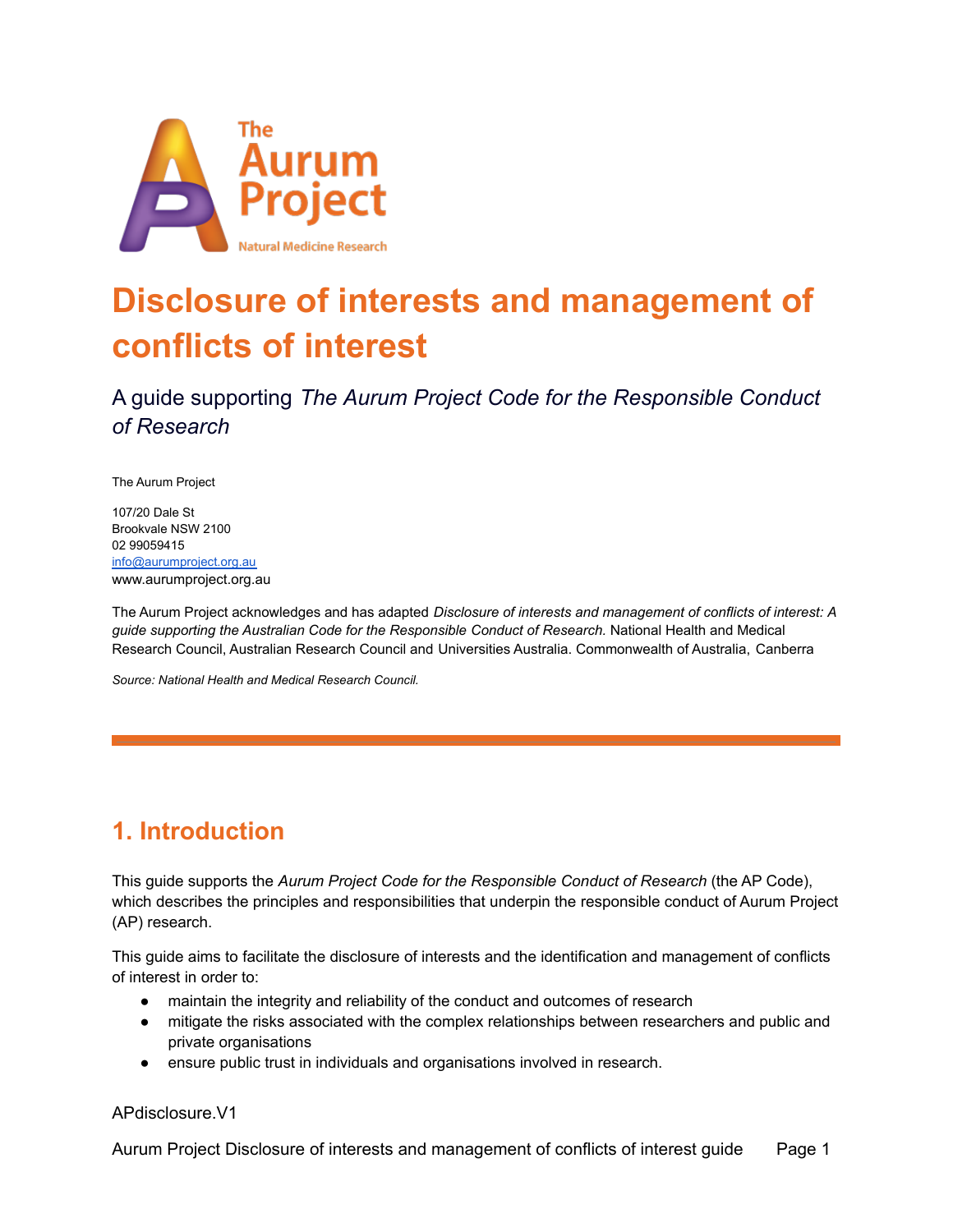# Disclosure of interests and management of conflicts of interest

A guide supporting *The Aurum Project Code for the Responsible Conduct of Research*

The Aurum Project

107/20 Dale St
Brookvale NSW 2100
02 99059415
info@aurumproject.org.au
www.aurumproject.org.au

The Aurum Project acknowledges and has adapted *Disclosure of interests and management of conflicts of interest: A guide supporting the Australian Code for the Responsible Conduct of Research.* National Health and Medical Research Council, Australian Research Council and Universities Australia. Commonwealth of Australia, Canberra

*Source: National Health and Medical Research Council.*

---

## 1. Introduction

This guide supports the *Aurum Project Code for the Responsible Conduct of Research* (the AP Code), which describes the principles and responsibilities that underpin the responsible conduct of Aurum Project (AP) research.

This guide aims to facilitate the disclosure of interests and the identification and management of conflicts of interest in order to:

- maintain the integrity and reliability of the conduct and outcomes of research
- mitigate the risks associated with the complex relationships between researchers and public and private organisations
- ensure public trust in individuals and organisations involved in research.

APdisclosure.V1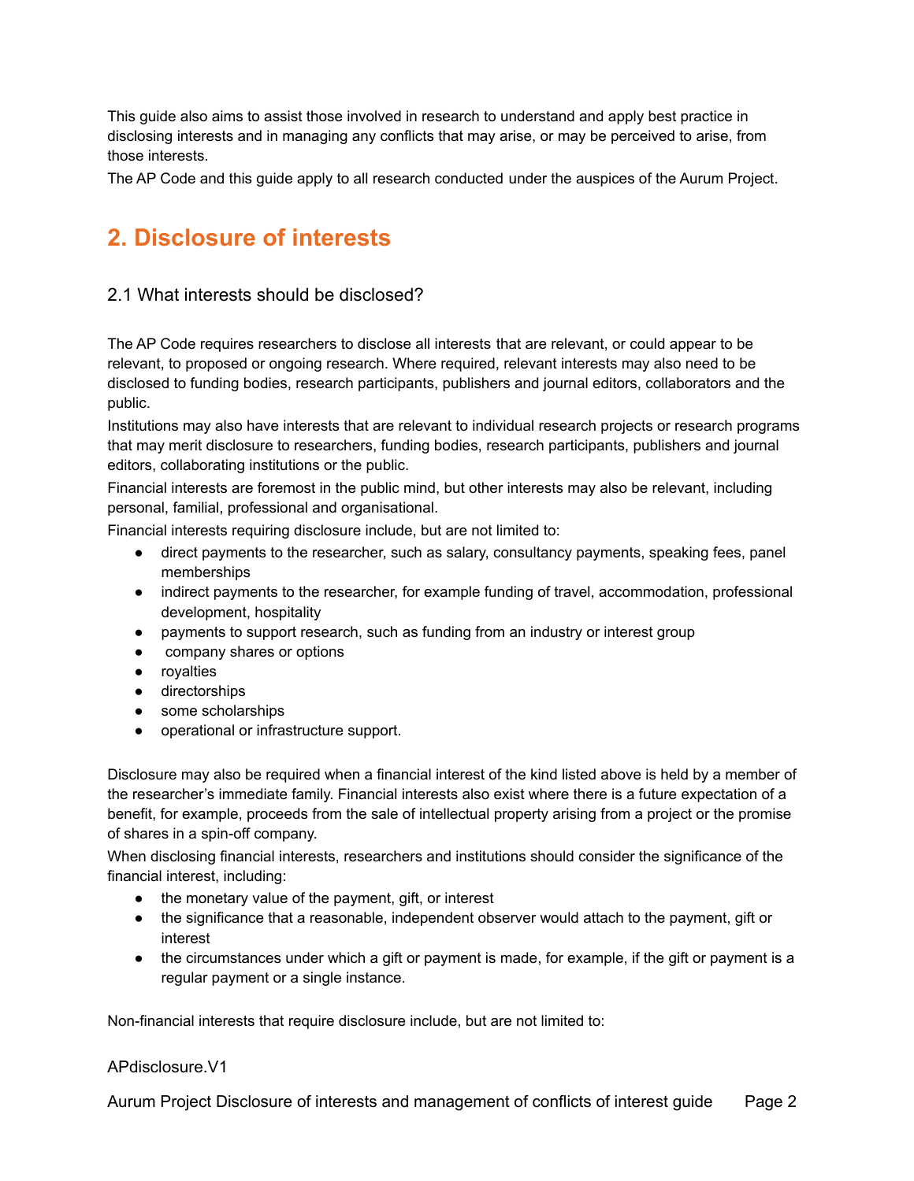This guide also aims to assist those involved in research to understand and apply best practice in disclosing interests and in managing any conflicts that may arise, or may be perceived to arise, from those interests.

The AP Code and this guide apply to all research conducted under the auspices of the Aurum Project.

## 2. Disclosure of interests

### 2.1 What interests should be disclosed?

The AP Code requires researchers to disclose all interests that are relevant, or could appear to be relevant, to proposed or ongoing research. Where required, relevant interests may also need to be disclosed to funding bodies, research participants, publishers and journal editors, collaborators and the public.

Institutions may also have interests that are relevant to individual research projects or research programs that may merit disclosure to researchers, funding bodies, research participants, publishers and journal editors, collaborating institutions or the public.

Financial interests are foremost in the public mind, but other interests may also be relevant, including personal, familial, professional and organisational.

Financial interests requiring disclosure include, but are not limited to:

- direct payments to the researcher, such as salary, consultancy payments, speaking fees, panel memberships
- indirect payments to the researcher, for example funding of travel, accommodation, professional development, hospitality
- payments to support research, such as funding from an industry or interest group
- company shares or options
- royalties
- directorships
- some scholarships
- operational or infrastructure support.

Disclosure may also be required when a financial interest of the kind listed above is held by a member of the researcher's immediate family. Financial interests also exist where there is a future expectation of a benefit, for example, proceeds from the sale of intellectual property arising from a project or the promise of shares in a spin-off company.

When disclosing financial interests, researchers and institutions should consider the significance of the financial interest, including:

- the monetary value of the payment, gift, or interest
- the significance that a reasonable, independent observer would attach to the payment, gift or interest
- the circumstances under which a gift or payment is made, for example, if the gift or payment is a regular payment or a single instance.

Non-financial interests that require disclosure include, but are not limited to: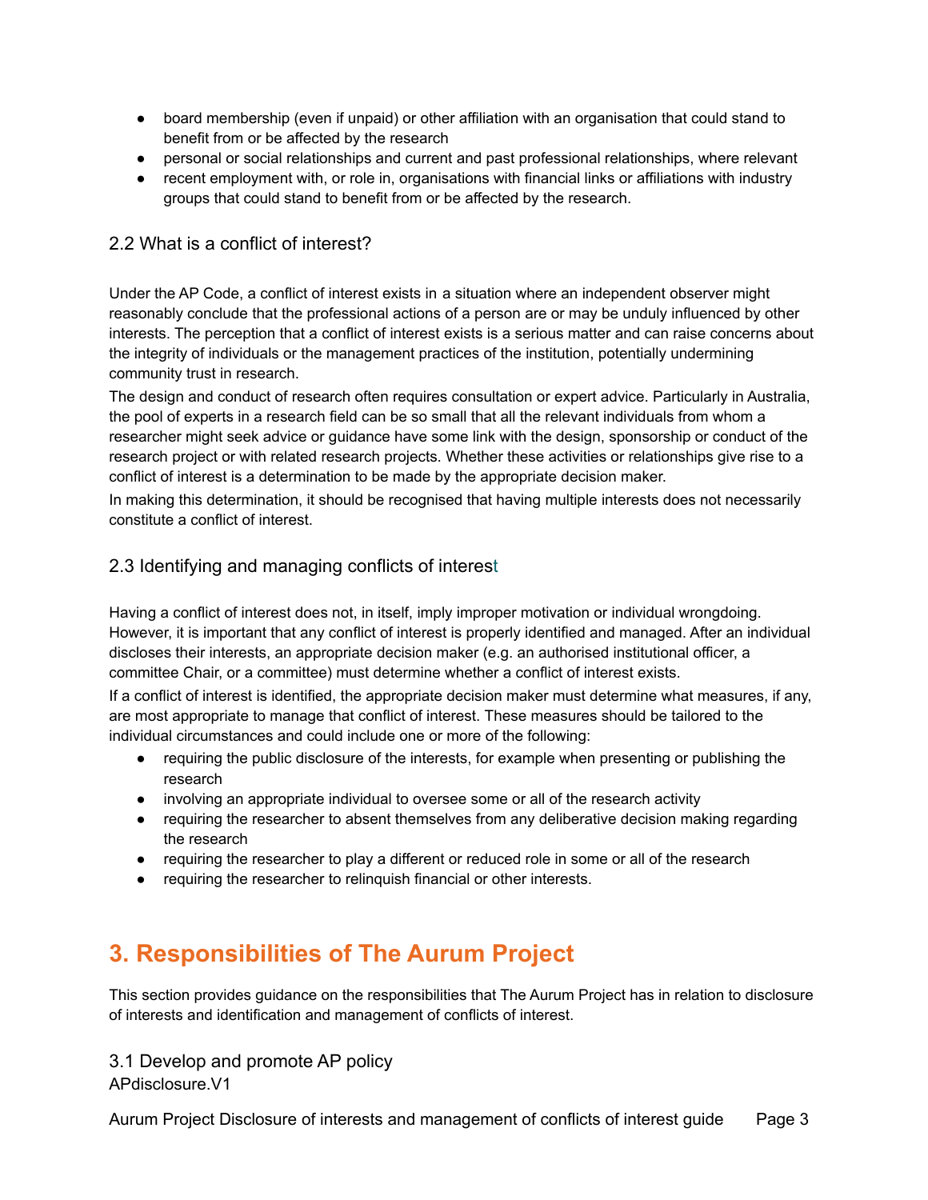- board membership (even if unpaid) or other affiliation with an organisation that could stand to benefit from or be affected by the research
- personal or social relationships and current and past professional relationships, where relevant
- recent employment with, or role in, organisations with financial links or affiliations with industry groups that could stand to benefit from or be affected by the research.

### 2.2 What is a conflict of interest?

Under the AP Code, a conflict of interest exists in a situation where an independent observer might reasonably conclude that the professional actions of a person are or may be unduly influenced by other interests. The perception that a conflict of interest exists is a serious matter and can raise concerns about the integrity of individuals or the management practices of the institution, potentially undermining community trust in research.

The design and conduct of research often requires consultation or expert advice. Particularly in Australia, the pool of experts in a research field can be so small that all the relevant individuals from whom a researcher might seek advice or guidance have some link with the design, sponsorship or conduct of the research project or with related research projects. Whether these activities or relationships give rise to a conflict of interest is a determination to be made by the appropriate decision maker.

In making this determination, it should be recognised that having multiple interests does not necessarily constitute a conflict of interest.

### 2.3 Identifying and managing conflicts of interest

Having a conflict of interest does not, in itself, imply improper motivation or individual wrongdoing. However, it is important that any conflict of interest is properly identified and managed. After an individual discloses their interests, an appropriate decision maker (e.g. an authorised institutional officer, a committee Chair, or a committee) must determine whether a conflict of interest exists.

If a conflict of interest is identified, the appropriate decision maker must determine what measures, if any, are most appropriate to manage that conflict of interest. These measures should be tailored to the individual circumstances and could include one or more of the following:

- requiring the public disclosure of the interests, for example when presenting or publishing the research
- involving an appropriate individual to oversee some or all of the research activity
- requiring the researcher to absent themselves from any deliberative decision making regarding the research
- requiring the researcher to play a different or reduced role in some or all of the research
- requiring the researcher to relinquish financial or other interests.

## 3. Responsibilities of The Aurum Project

This section provides guidance on the responsibilities that The Aurum Project has in relation to disclosure of interests and identification and management of conflicts of interest.

### 3.1 Develop and promote AP policy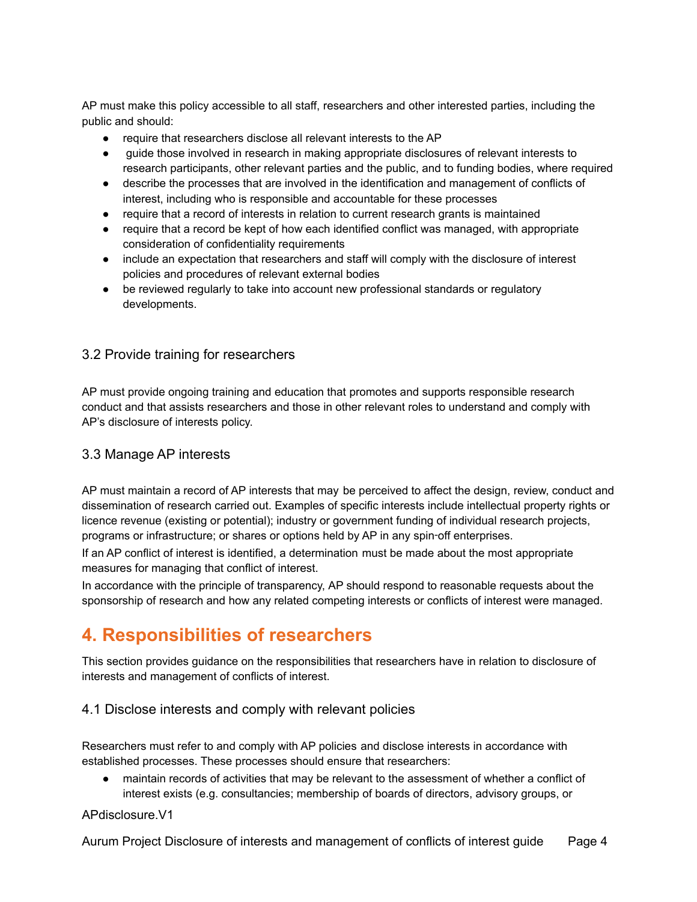AP must make this policy accessible to all staff, researchers and other interested parties, including the public and should:

- require that researchers disclose all relevant interests to the AP
- guide those involved in research in making appropriate disclosures of relevant interests to research participants, other relevant parties and the public, and to funding bodies, where required
- describe the processes that are involved in the identification and management of conflicts of interest, including who is responsible and accountable for these processes
- require that a record of interests in relation to current research grants is maintained
- require that a record be kept of how each identified conflict was managed, with appropriate consideration of confidentiality requirements
- include an expectation that researchers and staff will comply with the disclosure of interest policies and procedures of relevant external bodies
- be reviewed regularly to take into account new professional standards or regulatory developments.

### 3.2 Provide training for researchers

AP must provide ongoing training and education that promotes and supports responsible research conduct and that assists researchers and those in other relevant roles to understand and comply with AP's disclosure of interests policy.

### 3.3 Manage AP interests

AP must maintain a record of AP interests that may be perceived to affect the design, review, conduct and dissemination of research carried out. Examples of specific interests include intellectual property rights or licence revenue (existing or potential); industry or government funding of individual research projects, programs or infrastructure; or shares or options held by AP in any spin-off enterprises.

If an AP conflict of interest is identified, a determination must be made about the most appropriate measures for managing that conflict of interest.

In accordance with the principle of transparency, AP should respond to reasonable requests about the sponsorship of research and how any related competing interests or conflicts of interest were managed.

## 4. Responsibilities of researchers

This section provides guidance on the responsibilities that researchers have in relation to disclosure of interests and management of conflicts of interest.

### 4.1 Disclose interests and comply with relevant policies

Researchers must refer to and comply with AP policies and disclose interests in accordance with established processes. These processes should ensure that researchers:

- maintain records of activities that may be relevant to the assessment of whether a conflict of interest exists (e.g. consultancies; membership of boards of directors, advisory groups, or

APdisclosure.V1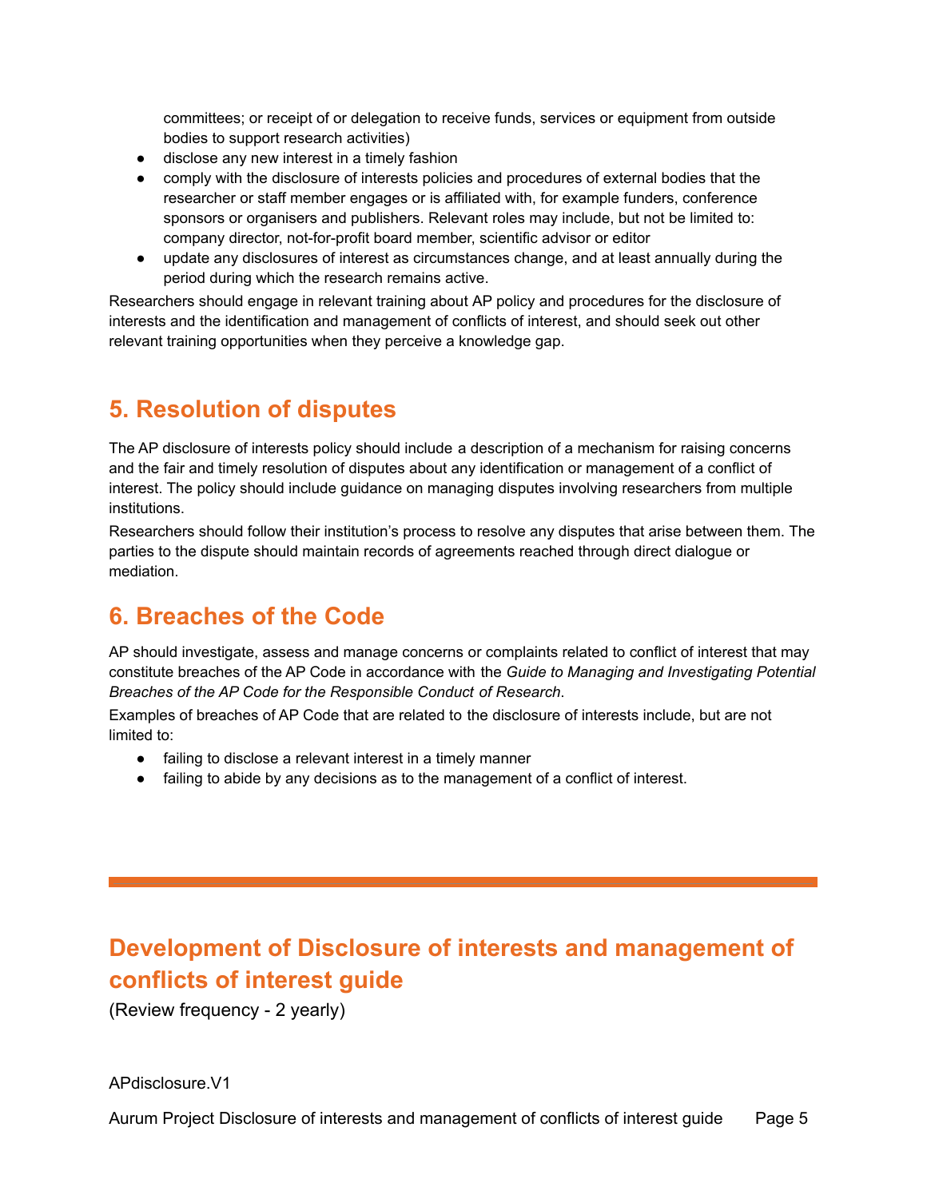committees; or receipt of or delegation to receive funds, services or equipment from outside bodies to support research activities)
- disclose any new interest in a timely fashion
- comply with the disclosure of interests policies and procedures of external bodies that the researcher or staff member engages or is affiliated with, for example funders, conference sponsors or organisers and publishers. Relevant roles may include, but not be limited to: company director, not-for-profit board member, scientific advisor or editor
- update any disclosures of interest as circumstances change, and at least annually during the period during which the research remains active.

Researchers should engage in relevant training about AP policy and procedures for the disclosure of interests and the identification and management of conflicts of interest, and should seek out other relevant training opportunities when they perceive a knowledge gap.

## 5. Resolution of disputes

The AP disclosure of interests policy should include a description of a mechanism for raising concerns and the fair and timely resolution of disputes about any identification or management of a conflict of interest. The policy should include guidance on managing disputes involving researchers from multiple institutions.

Researchers should follow their institution's process to resolve any disputes that arise between them. The parties to the dispute should maintain records of agreements reached through direct dialogue or mediation.

## 6. Breaches of the Code

AP should investigate, assess and manage concerns or complaints related to conflict of interest that may constitute breaches of the AP Code in accordance with the *Guide to Managing and Investigating Potential Breaches of the AP Code for the Responsible Conduct of Research*.

Examples of breaches of AP Code that are related to the disclosure of interests include, but are not limited to:

- failing to disclose a relevant interest in a timely manner
- failing to abide by any decisions as to the management of a conflict of interest.

---

## Development of Disclosure of interests and management of conflicts of interest guide

(Review frequency - 2 yearly)

APdisclosure.V1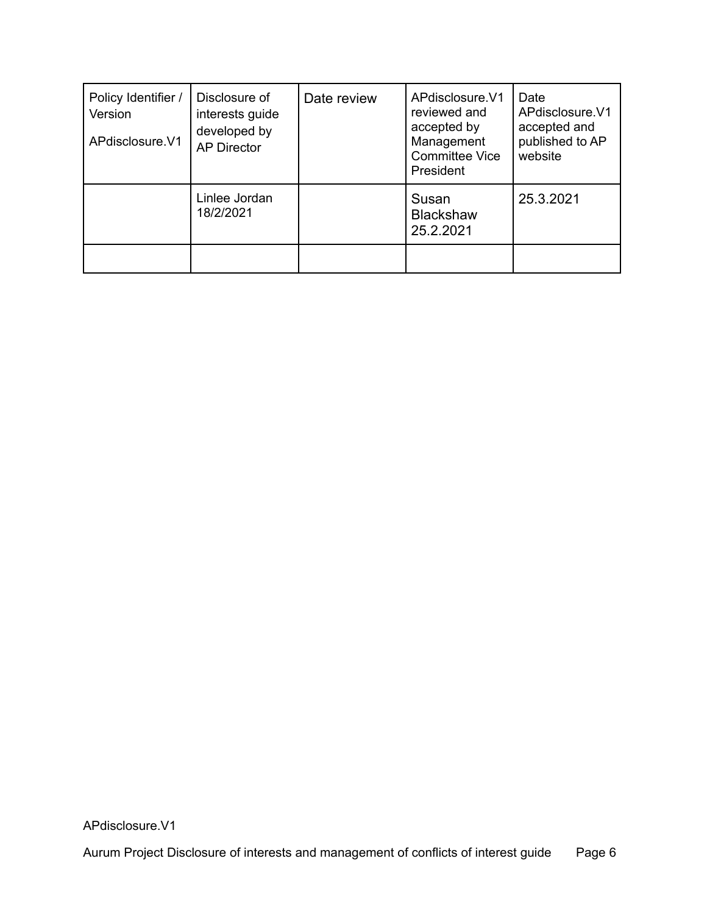| Policy Identifier / Version<br><br>APdisclosure.V1 | Disclosure of interests guide developed by AP Director | Date review | APdisclosure.V1 reviewed and accepted by Management Committee Vice President | Date APdisclosure.V1 accepted and published to AP website |
|---|---|---|---|---|
| | Linlee Jordan 18/2/2021 | | Susan Blackshaw 25.2.2021 | 25.3.2021 |
| | | | | |